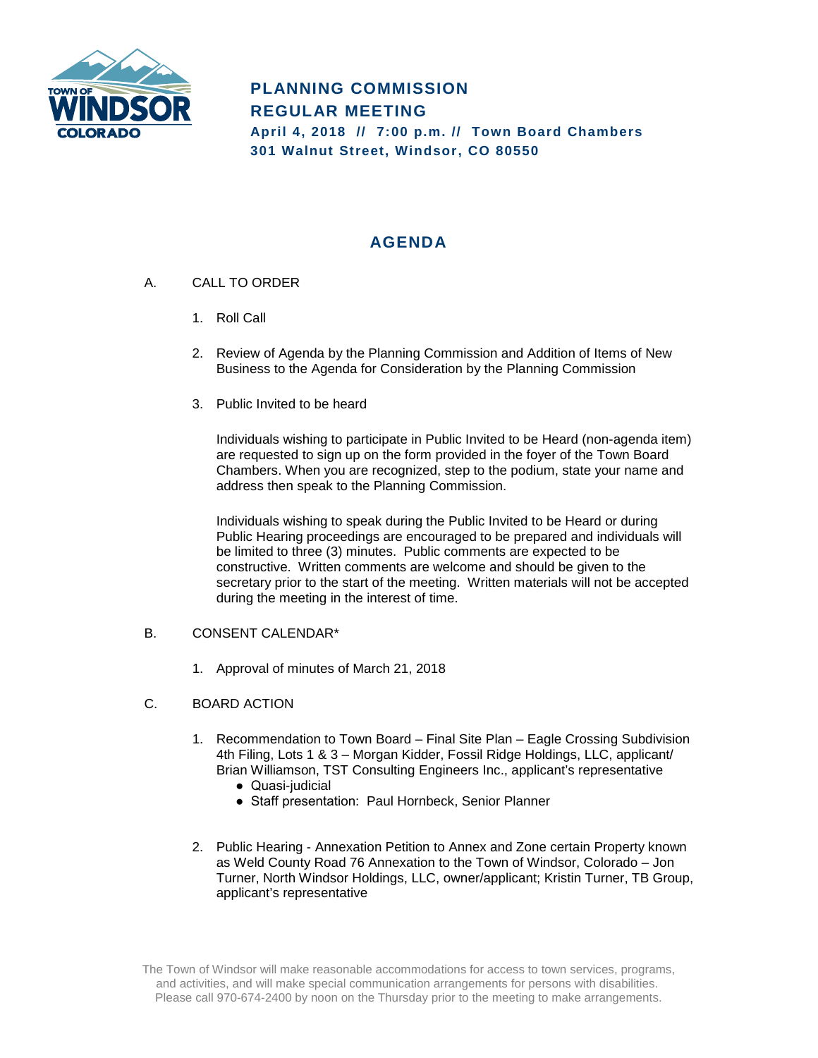TOWN OF WINDSOR COLORADO

# PLANNING COMMISSION REGULAR MEETING

**April 4, 2018 // 7:00 p.m. // Town Board Chambers**
**301 Walnut Street, Windsor, CO 80550**

## AGENDA

A. CALL TO ORDER

1. Roll Call

2. Review of Agenda by the Planning Commission and Addition of Items of New Business to the Agenda for Consideration by the Planning Commission

3. Public Invited to be heard

   Individuals wishing to participate in Public Invited to be Heard (non-agenda item) are requested to sign up on the form provided in the foyer of the Town Board Chambers. When you are recognized, step to the podium, state your name and address then speak to the Planning Commission.

   Individuals wishing to speak during the Public Invited to be Heard or during Public Hearing proceedings are encouraged to be prepared and individuals will be limited to three (3) minutes. Public comments are expected to be constructive. Written comments are welcome and should be given to the secretary prior to the start of the meeting. Written materials will not be accepted during the meeting in the interest of time.

B. CONSENT CALENDAR*

1. Approval of minutes of March 21, 2018

C. BOARD ACTION

1. Recommendation to Town Board – Final Site Plan – Eagle Crossing Subdivision 4th Filing, Lots 1 & 3 – Morgan Kidder, Fossil Ridge Holdings, LLC, applicant/ Brian Williamson, TST Consulting Engineers Inc., applicant's representative
   - Quasi-judicial
   - Staff presentation: Paul Hornbeck, Senior Planner

2. Public Hearing - Annexation Petition to Annex and Zone certain Property known as Weld County Road 76 Annexation to the Town of Windsor, Colorado – Jon Turner, North Windsor Holdings, LLC, owner/applicant; Kristin Turner, TB Group, applicant's representative

The Town of Windsor will make reasonable accommodations for access to town services, programs, and activities, and will make special communication arrangements for persons with disabilities. Please call 970-674-2400 by noon on the Thursday prior to the meeting to make arrangements.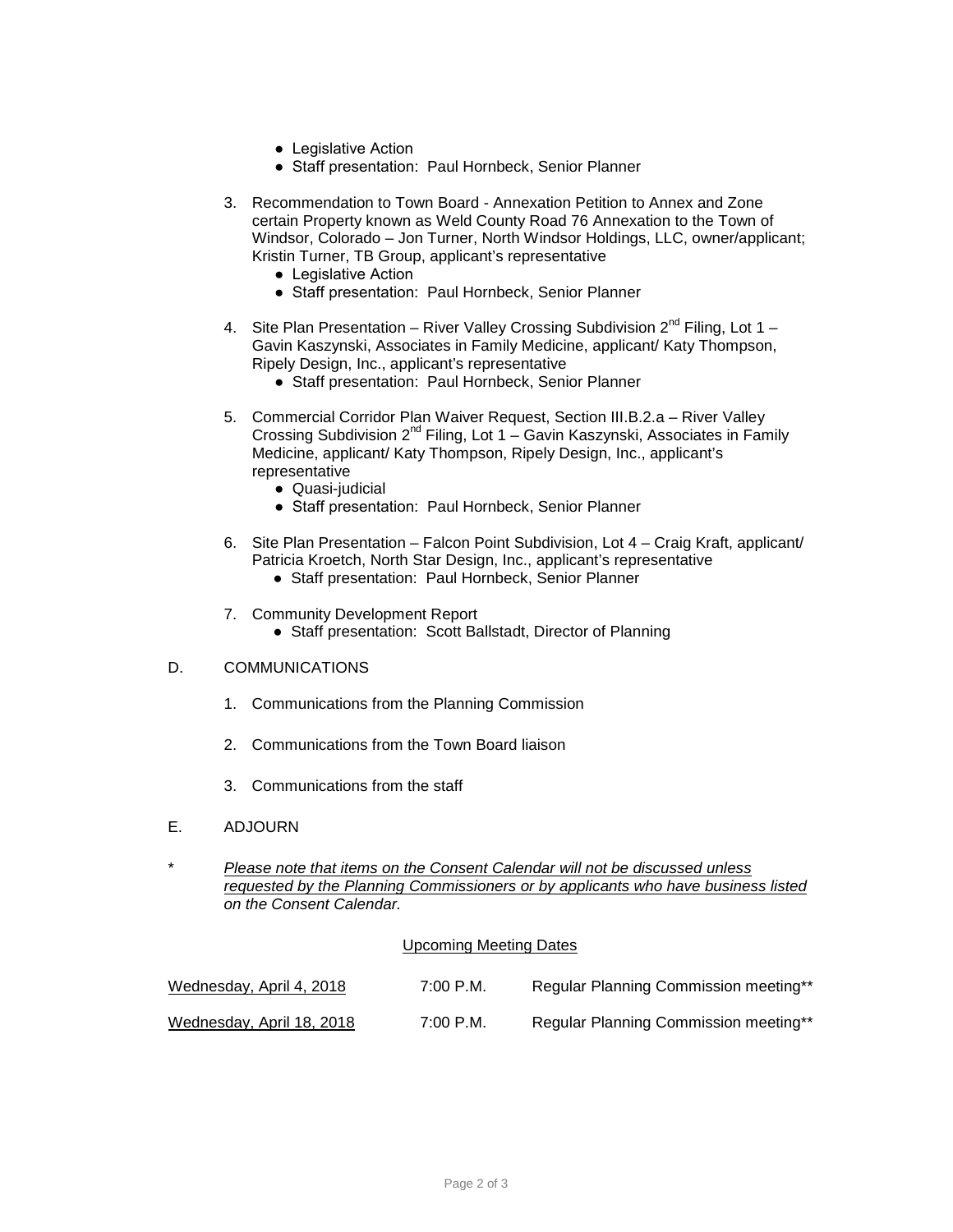- Legislative Action
- Staff presentation: Paul Hornbeck, Senior Planner

3. Recommendation to Town Board - Annexation Petition to Annex and Zone certain Property known as Weld County Road 76 Annexation to the Town of Windsor, Colorado – Jon Turner, North Windsor Holdings, LLC, owner/applicant; Kristin Turner, TB Group, applicant's representative
   - Legislative Action
   - Staff presentation: Paul Hornbeck, Senior Planner

4. Site Plan Presentation – River Valley Crossing Subdivision 2nd Filing, Lot 1 – Gavin Kaszynski, Associates in Family Medicine, applicant/ Katy Thompson, Ripely Design, Inc., applicant's representative
   - Staff presentation: Paul Hornbeck, Senior Planner

5. Commercial Corridor Plan Waiver Request, Section III.B.2.a – River Valley Crossing Subdivision 2nd Filing, Lot 1 – Gavin Kaszynski, Associates in Family Medicine, applicant/ Katy Thompson, Ripely Design, Inc., applicant's representative
   - Quasi-judicial
   - Staff presentation: Paul Hornbeck, Senior Planner

6. Site Plan Presentation – Falcon Point Subdivision, Lot 4 – Craig Kraft, applicant/ Patricia Kroetch, North Star Design, Inc., applicant's representative
   - Staff presentation: Paul Hornbeck, Senior Planner

7. Community Development Report
   - Staff presentation: Scott Ballstadt, Director of Planning

D. COMMUNICATIONS

1. Communications from the Planning Commission

2. Communications from the Town Board liaison

3. Communications from the staff

E. ADJOURN

\* *Please note that items on the Consent Calendar will not be discussed unless requested by the Planning Commissioners or by applicants who have business listed on the Consent Calendar.*

Upcoming Meeting Dates

| | | |
|---|---|---|
| Wednesday, April 4, 2018 | 7:00 P.M. | Regular Planning Commission meeting** |
| Wednesday, April 18, 2018 | 7:00 P.M. | Regular Planning Commission meeting** |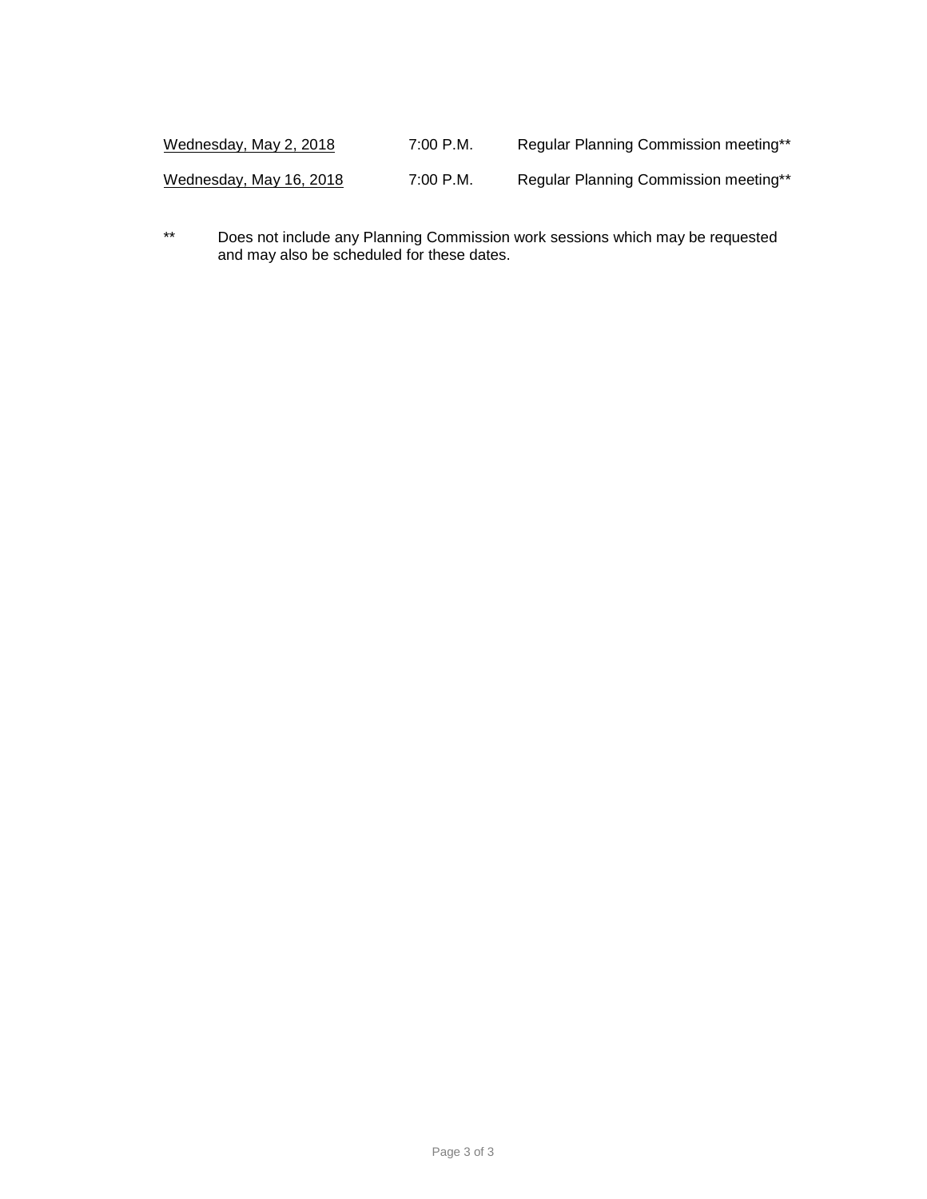| | | |
|---|---|---|
| Wednesday, May 2, 2018 | 7:00 P.M. | Regular Planning Commission meeting** |
| Wednesday, May 16, 2018 | 7:00 P.M. | Regular Planning Commission meeting** |

** Does not include any Planning Commission work sessions which may be requested and may also be scheduled for these dates.